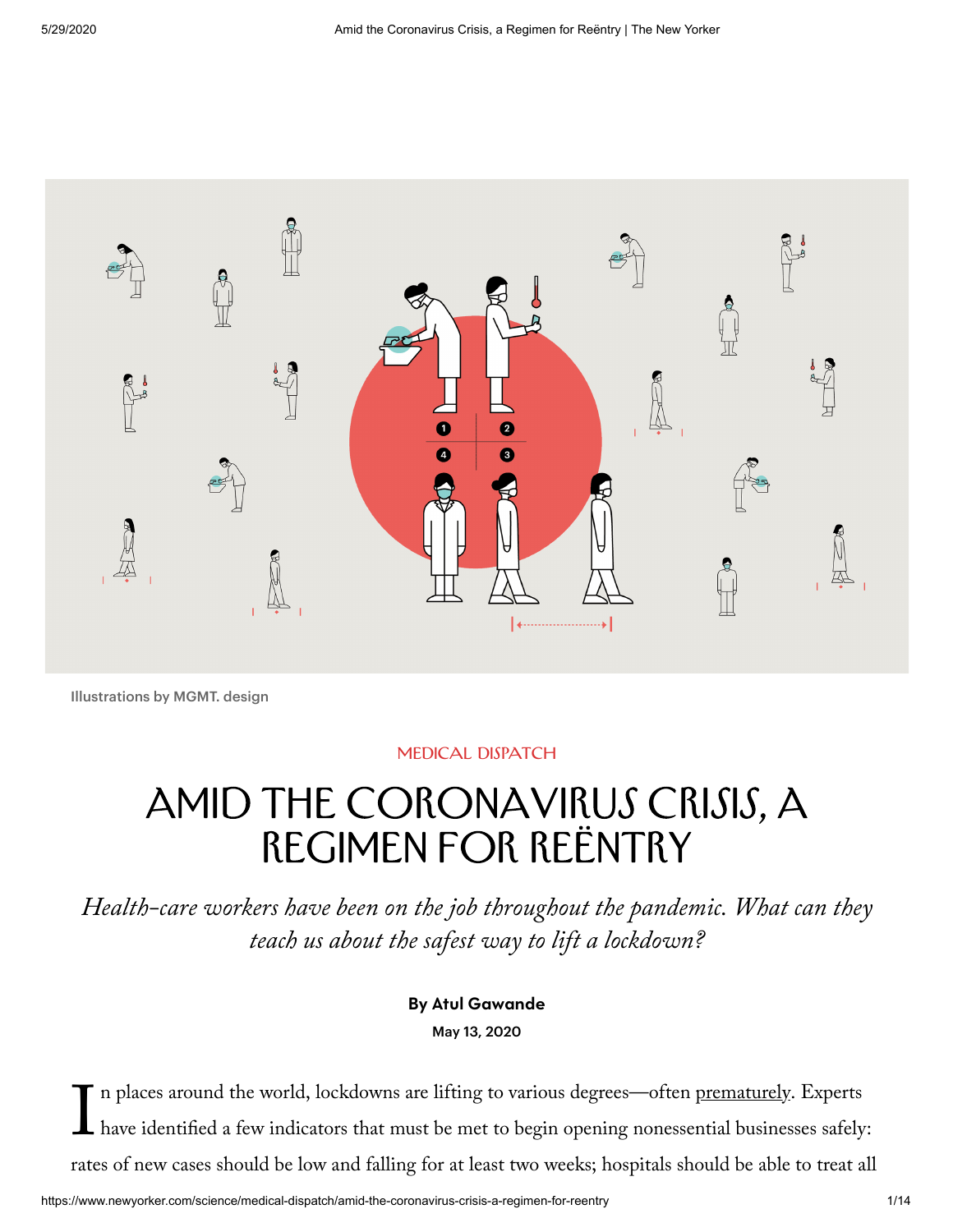Illustrations by MGMT. design

MEDICAL DISPATCH

# AMID THE CORONAVIRUS CRISIS, A REGIMEN FOR REËNTRY

*Health-care workers have been on the job throughout the pandemic. What can they teach us about the safest way to lift a lockdown?*

**By Atul Gawande**

May 13, 2020

In places around the world, lockdowns are lifting to various degrees—often prematurely. Experts have identified a few indicators that must be met to begin opening nonessential businesses safely: rates of new cases should be low and falling for at least two weeks; hospitals should be able to treat all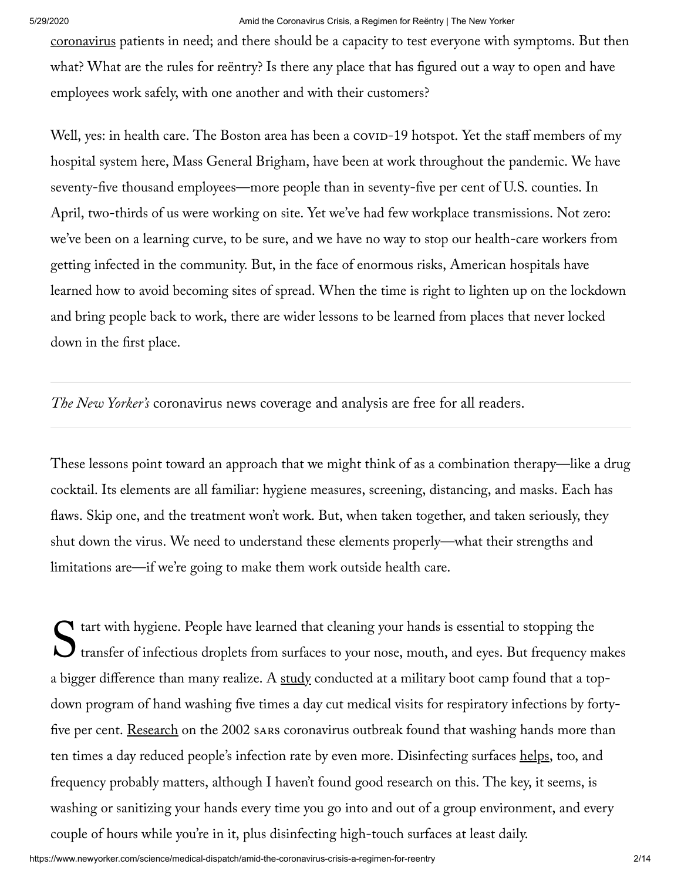coronavirus patients in need; and there should be a capacity to test everyone with symptoms. But then what? What are the rules for reëntry? Is there any place that has figured out a way to open and have employees work safely, with one another and with their customers?

Well, yes: in health care. The Boston area has been a COVID-19 hotspot. Yet the staff members of my hospital system here, Mass General Brigham, have been at work throughout the pandemic. We have seventy-five thousand employees—more people than in seventy-five per cent of U.S. counties. In April, two-thirds of us were working on site. Yet we've had few workplace transmissions. Not zero: we've been on a learning curve, to be sure, and we have no way to stop our health-care workers from getting infected in the community. But, in the face of enormous risks, American hospitals have learned how to avoid becoming sites of spread. When the time is right to lighten up on the lockdown and bring people back to work, there are wider lessons to be learned from places that never locked down in the first place.

*The New Yorker's* coronavirus news coverage and analysis are free for all readers.

These lessons point toward an approach that we might think of as a combination therapy—like a drug cocktail. Its elements are all familiar: hygiene measures, screening, distancing, and masks. Each has flaws. Skip one, and the treatment won't work. But, when taken together, and taken seriously, they shut down the virus. We need to understand these elements properly—what their strengths and limitations are—if we're going to make them work outside health care.

Start with hygiene. People have learned that cleaning your hands is essential to stopping the transfer of infectious droplets from surfaces to your nose, mouth, and eyes. But frequency makes a bigger difference than many realize. A study conducted at a military boot camp found that a top-down program of hand washing five times a day cut medical visits for respiratory infections by forty-five per cent. Research on the 2002 SARS coronavirus outbreak found that washing hands more than ten times a day reduced people's infection rate by even more. Disinfecting surfaces helps, too, and frequency probably matters, although I haven't found good research on this. The key, it seems, is washing or sanitizing your hands every time you go into and out of a group environment, and every couple of hours while you're in it, plus disinfecting high-touch surfaces at least daily.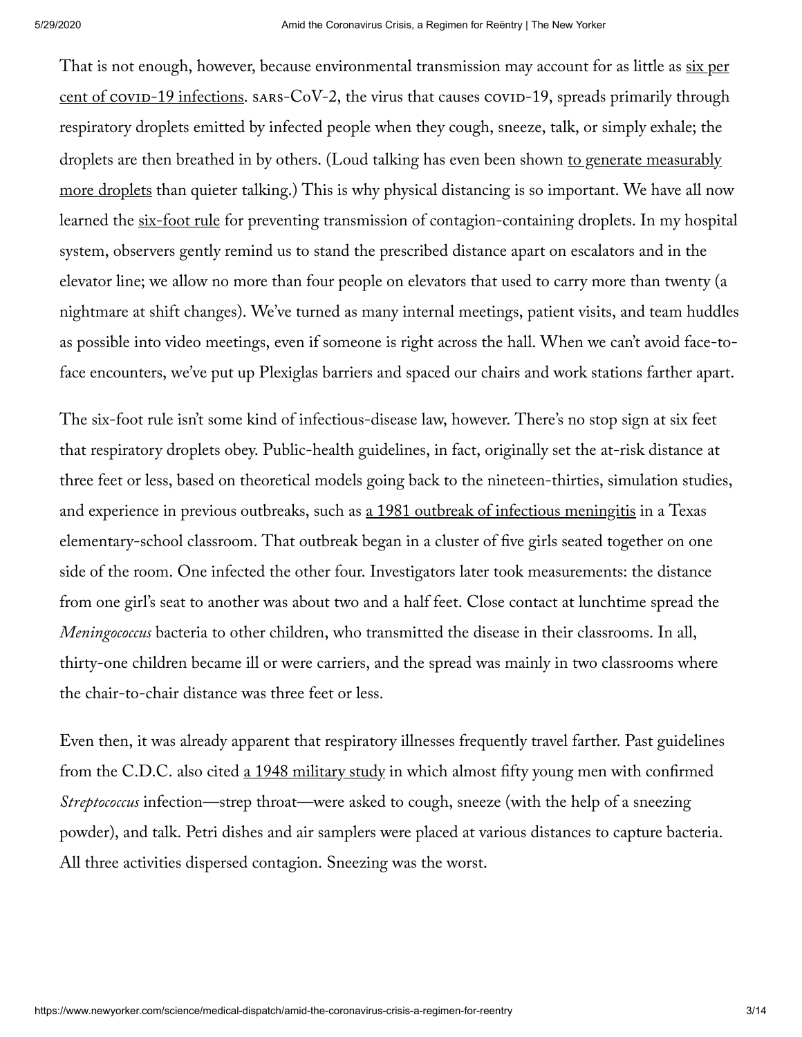That is not enough, however, because environmental transmission may account for as little as six per cent of COVID-19 infections. SARS-CoV-2, the virus that causes COVID-19, spreads primarily through respiratory droplets emitted by infected people when they cough, sneeze, talk, or simply exhale; the droplets are then breathed in by others. (Loud talking has even been shown to generate measurably more droplets than quieter talking.) This is why physical distancing is so important. We have all now learned the six-foot rule for preventing transmission of contagion-containing droplets. In my hospital system, observers gently remind us to stand the prescribed distance apart on escalators and in the elevator line; we allow no more than four people on elevators that used to carry more than twenty (a nightmare at shift changes). We've turned as many internal meetings, patient visits, and team huddles as possible into video meetings, even if someone is right across the hall. When we can't avoid face-to-face encounters, we've put up Plexiglas barriers and spaced our chairs and work stations farther apart.

The six-foot rule isn't some kind of infectious-disease law, however. There's no stop sign at six feet that respiratory droplets obey. Public-health guidelines, in fact, originally set the at-risk distance at three feet or less, based on theoretical models going back to the nineteen-thirties, simulation studies, and experience in previous outbreaks, such as a 1981 outbreak of infectious meningitis in a Texas elementary-school classroom. That outbreak began in a cluster of five girls seated together on one side of the room. One infected the other four. Investigators later took measurements: the distance from one girl's seat to another was about two and a half feet. Close contact at lunchtime spread the *Meningococcus* bacteria to other children, who transmitted the disease in their classrooms. In all, thirty-one children became ill or were carriers, and the spread was mainly in two classrooms where the chair-to-chair distance was three feet or less.

Even then, it was already apparent that respiratory illnesses frequently travel farther. Past guidelines from the C.D.C. also cited a 1948 military study in which almost fifty young men with confirmed *Streptococcus* infection—strep throat—were asked to cough, sneeze (with the help of a sneezing powder), and talk. Petri dishes and air samplers were placed at various distances to capture bacteria. All three activities dispersed contagion. Sneezing was the worst.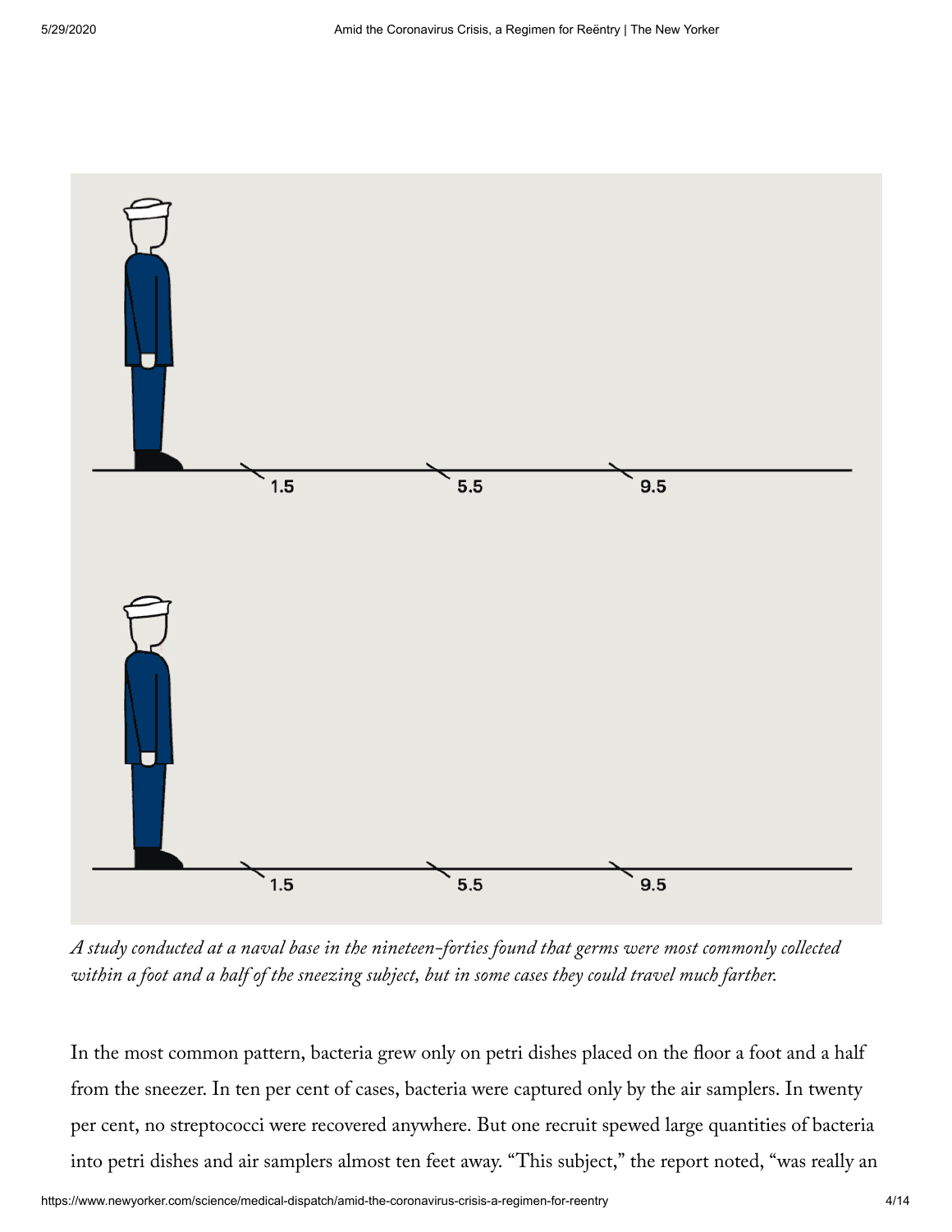*A study conducted at a naval base in the nineteen-forties found that germs were most commonly collected within a foot and a half of the sneezing subject, but in some cases they could travel much farther.*

In the most common pattern, bacteria grew only on petri dishes placed on the floor a foot and a half from the sneezer. In ten per cent of cases, bacteria were captured only by the air samplers. In twenty per cent, no streptococci were recovered anywhere. But one recruit spewed large quantities of bacteria into petri dishes and air samplers almost ten feet away. “This subject,” the report noted, “was really an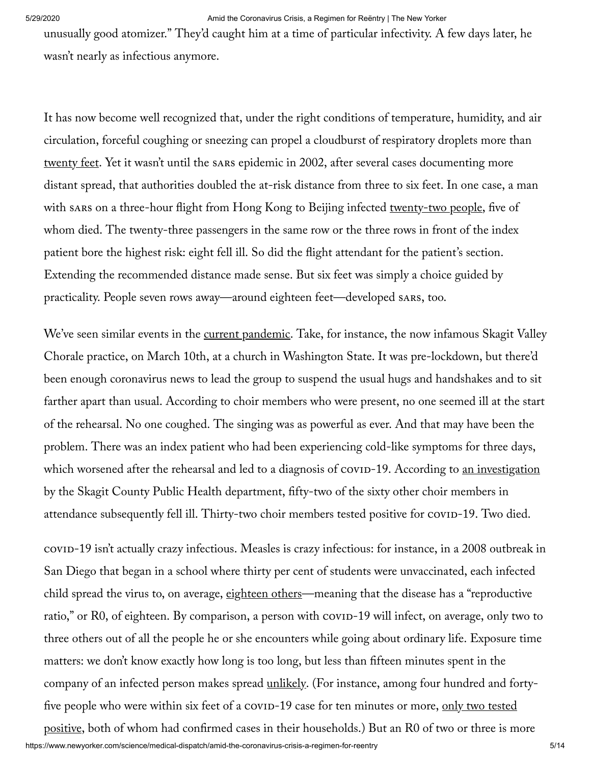unusually good atomizer." They'd caught him at a time of particular infectivity. A few days later, he wasn't nearly as infectious anymore.

It has now become well recognized that, under the right conditions of temperature, humidity, and air circulation, forceful coughing or sneezing can propel a cloudburst of respiratory droplets more than twenty feet. Yet it wasn't until the SARS epidemic in 2002, after several cases documenting more distant spread, that authorities doubled the at-risk distance from three to six feet. In one case, a man with SARS on a three-hour flight from Hong Kong to Beijing infected twenty-two people, five of whom died. The twenty-three passengers in the same row or the three rows in front of the index patient bore the highest risk: eight fell ill. So did the flight attendant for the patient's section. Extending the recommended distance made sense. But six feet was simply a choice guided by practicality. People seven rows away—around eighteen feet—developed SARS, too.

We've seen similar events in the current pandemic. Take, for instance, the now infamous Skagit Valley Chorale practice, on March 10th, at a church in Washington State. It was pre-lockdown, but there'd been enough coronavirus news to lead the group to suspend the usual hugs and handshakes and to sit farther apart than usual. According to choir members who were present, no one seemed ill at the start of the rehearsal. No one coughed. The singing was as powerful as ever. And that may have been the problem. There was an index patient who had been experiencing cold-like symptoms for three days, which worsened after the rehearsal and led to a diagnosis of COVID-19. According to an investigation by the Skagit County Public Health department, fifty-two of the sixty other choir members in attendance subsequently fell ill. Thirty-two choir members tested positive for COVID-19. Two died.

COVID-19 isn't actually crazy infectious. Measles is crazy infectious: for instance, in a 2008 outbreak in San Diego that began in a school where thirty per cent of students were unvaccinated, each infected child spread the virus to, on average, eighteen others—meaning that the disease has a "reproductive ratio," or R0, of eighteen. By comparison, a person with COVID-19 will infect, on average, only two to three others out of all the people he or she encounters while going about ordinary life. Exposure time matters: we don't know exactly how long is too long, but less than fifteen minutes spent in the company of an infected person makes spread unlikely. (For instance, among four hundred and forty-five people who were within six feet of a COVID-19 case for ten minutes or more, only two tested positive, both of whom had confirmed cases in their households.) But an R0 of two or three is more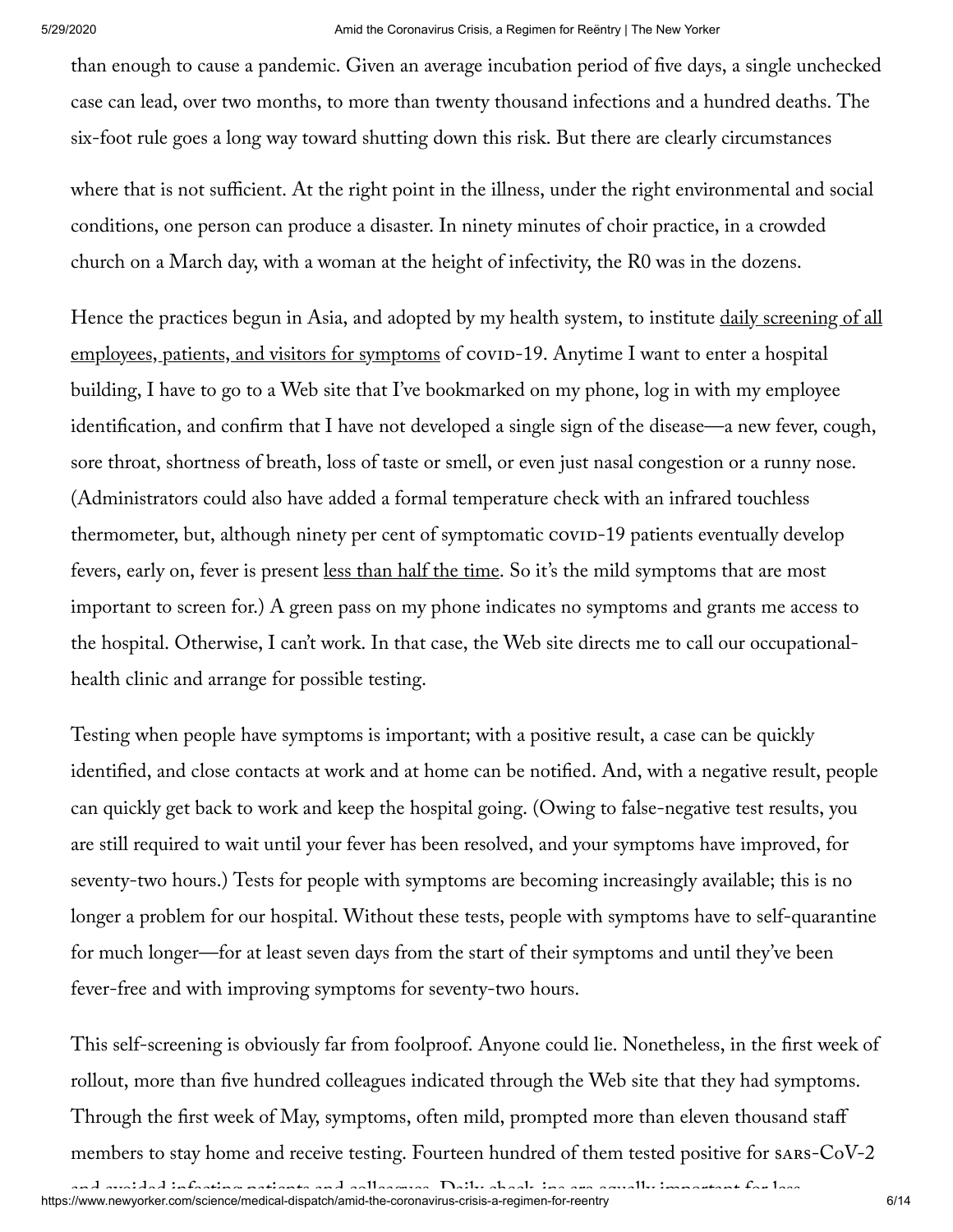than enough to cause a pandemic. Given an average incubation period of five days, a single unchecked case can lead, over two months, to more than twenty thousand infections and a hundred deaths. The six-foot rule goes a long way toward shutting down this risk. But there are clearly circumstances

where that is not sufficient. At the right point in the illness, under the right environmental and social conditions, one person can produce a disaster. In ninety minutes of choir practice, in a crowded church on a March day, with a woman at the height of infectivity, the R0 was in the dozens.

Hence the practices begun in Asia, and adopted by my health system, to institute daily screening of all employees, patients, and visitors for symptoms of COVID-19. Anytime I want to enter a hospital building, I have to go to a Web site that I've bookmarked on my phone, log in with my employee identification, and confirm that I have not developed a single sign of the disease—a new fever, cough, sore throat, shortness of breath, loss of taste or smell, or even just nasal congestion or a runny nose. (Administrators could also have added a formal temperature check with an infrared touchless thermometer, but, although ninety per cent of symptomatic COVID-19 patients eventually develop fevers, early on, fever is present less than half the time. So it's the mild symptoms that are most important to screen for.) A green pass on my phone indicates no symptoms and grants me access to the hospital. Otherwise, I can't work. In that case, the Web site directs me to call our occupational-health clinic and arrange for possible testing.

Testing when people have symptoms is important; with a positive result, a case can be quickly identified, and close contacts at work and at home can be notified. And, with a negative result, people can quickly get back to work and keep the hospital going. (Owing to false-negative test results, you are still required to wait until your fever has been resolved, and your symptoms have improved, for seventy-two hours.) Tests for people with symptoms are becoming increasingly available; this is no longer a problem for our hospital. Without these tests, people with symptoms have to self-quarantine for much longer—for at least seven days from the start of their symptoms and until they've been fever-free and with improving symptoms for seventy-two hours.

This self-screening is obviously far from foolproof. Anyone could lie. Nonetheless, in the first week of rollout, more than five hundred colleagues indicated through the Web site that they had symptoms. Through the first week of May, symptoms, often mild, prompted more than eleven thousand staff members to stay home and receive testing. Fourteen hundred of them tested positive for SARS-CoV-2 and avoided infecting patients and colleagues. Daily check-ins are equally important for less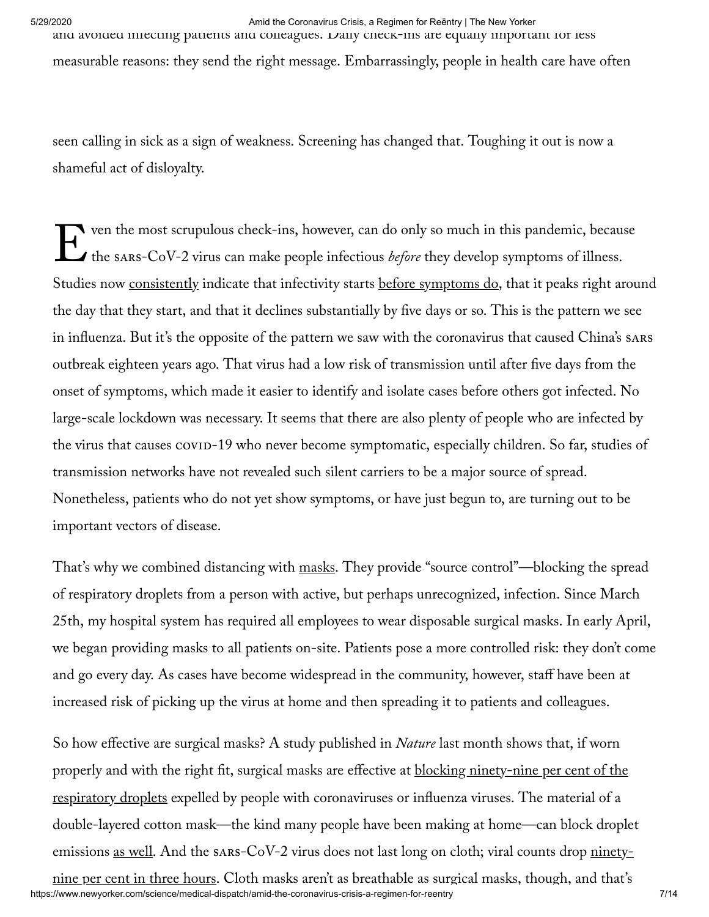and avoided infecting patients and colleagues. Daily check-ins are equally important for less measurable reasons: they send the right message. Embarrassingly, people in health care have often seen calling in sick as a sign of weakness. Screening has changed that. Toughing it out is now a shameful act of disloyalty.

Even the most scrupulous check-ins, however, can do only so much in this pandemic, because the SARS-CoV-2 virus can make people infectious *before* they develop symptoms of illness. Studies now consistently indicate that infectivity starts before symptoms do, that it peaks right around the day that they start, and that it declines substantially by five days or so. This is the pattern we see in influenza. But it's the opposite of the pattern we saw with the coronavirus that caused China's SARS outbreak eighteen years ago. That virus had a low risk of transmission until after five days from the onset of symptoms, which made it easier to identify and isolate cases before others got infected. No large-scale lockdown was necessary. It seems that there are also plenty of people who are infected by the virus that causes COVID-19 who never become symptomatic, especially children. So far, studies of transmission networks have not revealed such silent carriers to be a major source of spread. Nonetheless, patients who do not yet show symptoms, or have just begun to, are turning out to be important vectors of disease.

That's why we combined distancing with masks. They provide "source control"—blocking the spread of respiratory droplets from a person with active, but perhaps unrecognized, infection. Since March 25th, my hospital system has required all employees to wear disposable surgical masks. In early April, we began providing masks to all patients on-site. Patients pose a more controlled risk: they don't come and go every day. As cases have become widespread in the community, however, staff have been at increased risk of picking up the virus at home and then spreading it to patients and colleagues.

So how effective are surgical masks? A study published in *Nature* last month shows that, if worn properly and with the right fit, surgical masks are effective at blocking ninety-nine per cent of the respiratory droplets expelled by people with coronaviruses or influenza viruses. The material of a double-layered cotton mask—the kind many people have been making at home—can block droplet emissions as well. And the SARS-CoV-2 virus does not last long on cloth; viral counts drop ninety-nine per cent in three hours. Cloth masks aren't as breathable as surgical masks, though, and that's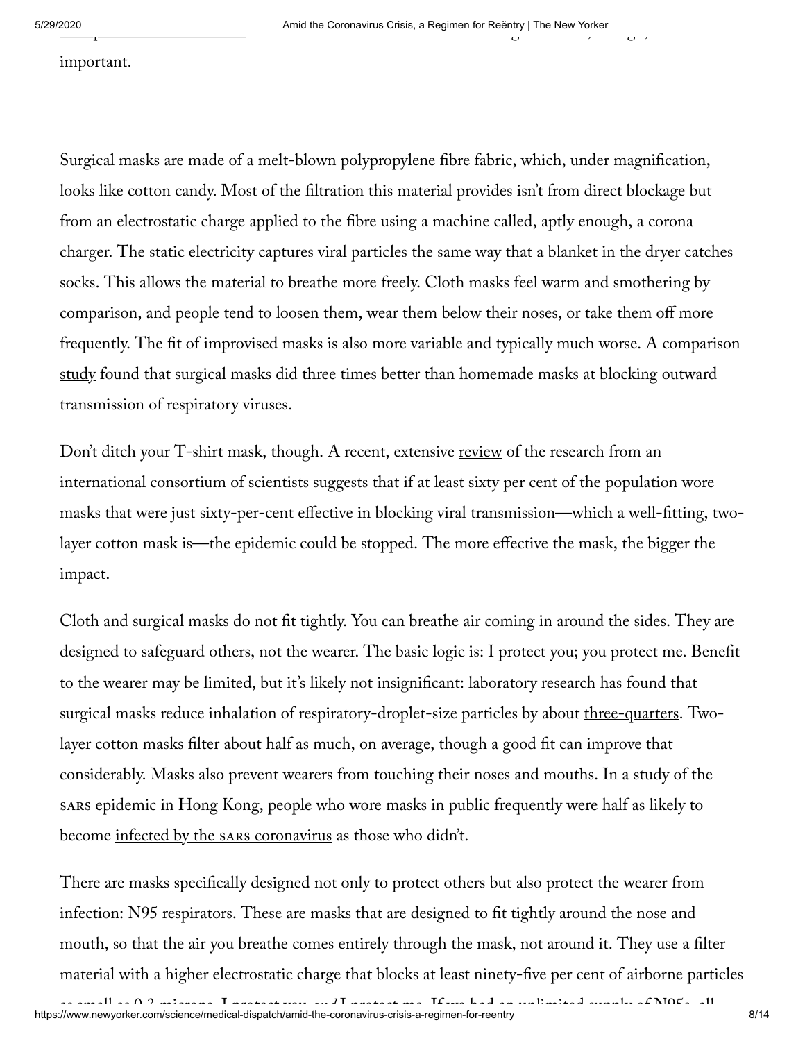important.

Surgical masks are made of a melt-blown polypropylene fibre fabric, which, under magnification, looks like cotton candy. Most of the filtration this material provides isn't from direct blockage but from an electrostatic charge applied to the fibre using a machine called, aptly enough, a corona charger. The static electricity captures viral particles the same way that a blanket in the dryer catches socks. This allows the material to breathe more freely. Cloth masks feel warm and smothering by comparison, and people tend to loosen them, wear them below their noses, or take them off more frequently. The fit of improvised masks is also more variable and typically much worse. A comparison study found that surgical masks did three times better than homemade masks at blocking outward transmission of respiratory viruses.

Don't ditch your T-shirt mask, though. A recent, extensive review of the research from an international consortium of scientists suggests that if at least sixty per cent of the population wore masks that were just sixty-per-cent effective in blocking viral transmission—which a well-fitting, two-layer cotton mask is—the epidemic could be stopped. The more effective the mask, the bigger the impact.

Cloth and surgical masks do not fit tightly. You can breathe air coming in around the sides. They are designed to safeguard others, not the wearer. The basic logic is: I protect you; you protect me. Benefit to the wearer may be limited, but it's likely not insignificant: laboratory research has found that surgical masks reduce inhalation of respiratory-droplet-size particles by about three-quarters. Two-layer cotton masks filter about half as much, on average, though a good fit can improve that considerably. Masks also prevent wearers from touching their noses and mouths. In a study of the SARS epidemic in Hong Kong, people who wore masks in public frequently were half as likely to become infected by the SARS coronavirus as those who didn't.

There are masks specifically designed not only to protect others but also protect the wearer from infection: N95 respirators. These are masks that are designed to fit tightly around the nose and mouth, so that the air you breathe comes entirely through the mask, not around it. They use a filter material with a higher electrostatic charge that blocks at least ninety-five per cent of airborne particles as small as 0.3 microns. I protect you, *and* I protect me. If we had an unlimited supply of N95s, all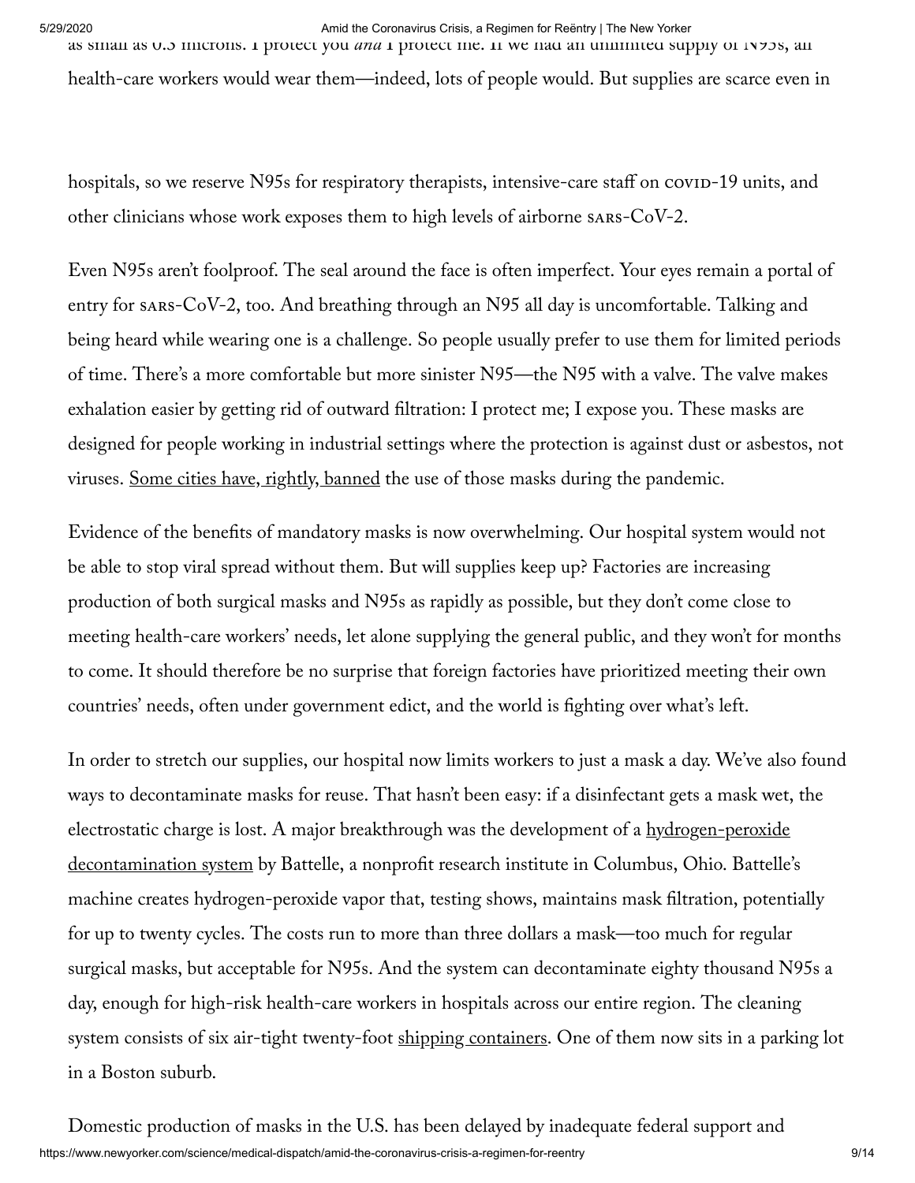as small as 0.3 microns. I protect you *and* I protect me. If we had an unlimited supply of N95s, all health-care workers would wear them—indeed, lots of people would. But supplies are scarce even in

hospitals, so we reserve N95s for respiratory therapists, intensive-care staff on COVID-19 units, and other clinicians whose work exposes them to high levels of airborne SARS-CoV-2.

Even N95s aren't foolproof. The seal around the face is often imperfect. Your eyes remain a portal of entry for SARS-CoV-2, too. And breathing through an N95 all day is uncomfortable. Talking and being heard while wearing one is a challenge. So people usually prefer to use them for limited periods of time. There's a more comfortable but more sinister N95—the N95 with a valve. The valve makes exhalation easier by getting rid of outward filtration: I protect me; I expose you. These masks are designed for people working in industrial settings where the protection is against dust or asbestos, not viruses. Some cities have, rightly, banned the use of those masks during the pandemic.

Evidence of the benefits of mandatory masks is now overwhelming. Our hospital system would not be able to stop viral spread without them. But will supplies keep up? Factories are increasing production of both surgical masks and N95s as rapidly as possible, but they don't come close to meeting health-care workers' needs, let alone supplying the general public, and they won't for months to come. It should therefore be no surprise that foreign factories have prioritized meeting their own countries' needs, often under government edict, and the world is fighting over what's left.

In order to stretch our supplies, our hospital now limits workers to just a mask a day. We've also found ways to decontaminate masks for reuse. That hasn't been easy: if a disinfectant gets a mask wet, the electrostatic charge is lost. A major breakthrough was the development of a hydrogen-peroxide decontamination system by Battelle, a nonprofit research institute in Columbus, Ohio. Battelle's machine creates hydrogen-peroxide vapor that, testing shows, maintains mask filtration, potentially for up to twenty cycles. The costs run to more than three dollars a mask—too much for regular surgical masks, but acceptable for N95s. And the system can decontaminate eighty thousand N95s a day, enough for high-risk health-care workers in hospitals across our entire region. The cleaning system consists of six air-tight twenty-foot shipping containers. One of them now sits in a parking lot in a Boston suburb.

Domestic production of masks in the U.S. has been delayed by inadequate federal support and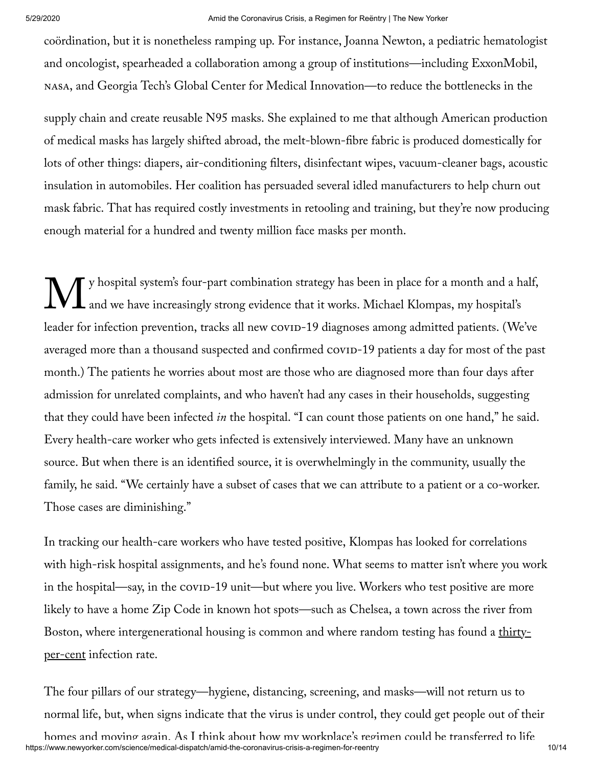coördination, but it is nonetheless ramping up. For instance, Joanna Newton, a pediatric hematologist and oncologist, spearheaded a collaboration among a group of institutions—including ExxonMobil, NASA, and Georgia Tech's Global Center for Medical Innovation—to reduce the bottlenecks in the supply chain and create reusable N95 masks. She explained to me that although American production of medical masks has largely shifted abroad, the melt-blown-fibre fabric is produced domestically for lots of other things: diapers, air-conditioning filters, disinfectant wipes, vacuum-cleaner bags, acoustic insulation in automobiles. Her coalition has persuaded several idled manufacturers to help churn out mask fabric. That has required costly investments in retooling and training, but they're now producing enough material for a hundred and twenty million face masks per month.

My hospital system's four-part combination strategy has been in place for a month and a half, and we have increasingly strong evidence that it works. Michael Klompas, my hospital's leader for infection prevention, tracks all new COVID-19 diagnoses among admitted patients. (We've averaged more than a thousand suspected and confirmed COVID-19 patients a day for most of the past month.) The patients he worries about most are those who are diagnosed more than four days after admission for unrelated complaints, and who haven't had any cases in their households, suggesting that they could have been infected *in* the hospital. "I can count those patients on one hand," he said. Every health-care worker who gets infected is extensively interviewed. Many have an unknown source. But when there is an identified source, it is overwhelmingly in the community, usually the family, he said. "We certainly have a subset of cases that we can attribute to a patient or a co-worker. Those cases are diminishing."

In tracking our health-care workers who have tested positive, Klompas has looked for correlations with high-risk hospital assignments, and he's found none. What seems to matter isn't where you work in the hospital—say, in the COVID-19 unit—but where you live. Workers who test positive are more likely to have a home Zip Code in known hot spots—such as Chelsea, a town across the river from Boston, where intergenerational housing is common and where random testing has found a thirty-per-cent infection rate.

The four pillars of our strategy—hygiene, distancing, screening, and masks—will not return us to normal life, but, when signs indicate that the virus is under control, they could get people out of their homes and moving again. As I think about how my workplace's regimen could be transferred to life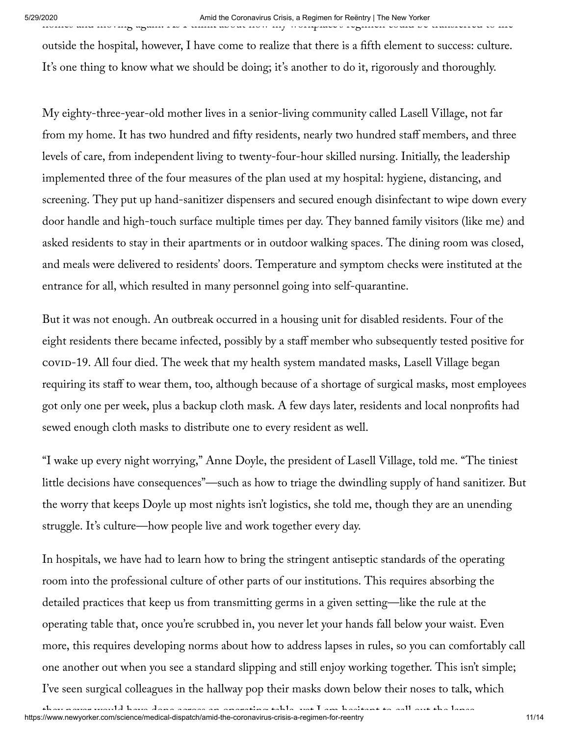outside the hospital, however, I have come to realize that there is a fifth element to success: culture. It's one thing to know what we should be doing; it's another to do it, rigorously and thoroughly.

My eighty-three-year-old mother lives in a senior-living community called Lasell Village, not far from my home. It has two hundred and fifty residents, nearly two hundred staff members, and three levels of care, from independent living to twenty-four-hour skilled nursing. Initially, the leadership implemented three of the four measures of the plan used at my hospital: hygiene, distancing, and screening. They put up hand-sanitizer dispensers and secured enough disinfectant to wipe down every door handle and high-touch surface multiple times per day. They banned family visitors (like me) and asked residents to stay in their apartments or in outdoor walking spaces. The dining room was closed, and meals were delivered to residents' doors. Temperature and symptom checks were instituted at the entrance for all, which resulted in many personnel going into self-quarantine.

But it was not enough. An outbreak occurred in a housing unit for disabled residents. Four of the eight residents there became infected, possibly by a staff member who subsequently tested positive for COVID-19. All four died. The week that my health system mandated masks, Lasell Village began requiring its staff to wear them, too, although because of a shortage of surgical masks, most employees got only one per week, plus a backup cloth mask. A few days later, residents and local nonprofits had sewed enough cloth masks to distribute one to every resident as well.

"I wake up every night worrying," Anne Doyle, the president of Lasell Village, told me. "The tiniest little decisions have consequences"—such as how to triage the dwindling supply of hand sanitizer. But the worry that keeps Doyle up most nights isn't logistics, she told me, though they are an unending struggle. It's culture—how people live and work together every day.

In hospitals, we have had to learn how to bring the stringent antiseptic standards of the operating room into the professional culture of other parts of our institutions. This requires absorbing the detailed practices that keep us from transmitting germs in a given setting—like the rule at the operating table that, once you're scrubbed in, you never let your hands fall below your waist. Even more, this requires developing norms about how to address lapses in rules, so you can comfortably call one another out when you see a standard slipping and still enjoy working together. This isn't simple; I've seen surgical colleagues in the hallway pop their masks down below their noses to talk, which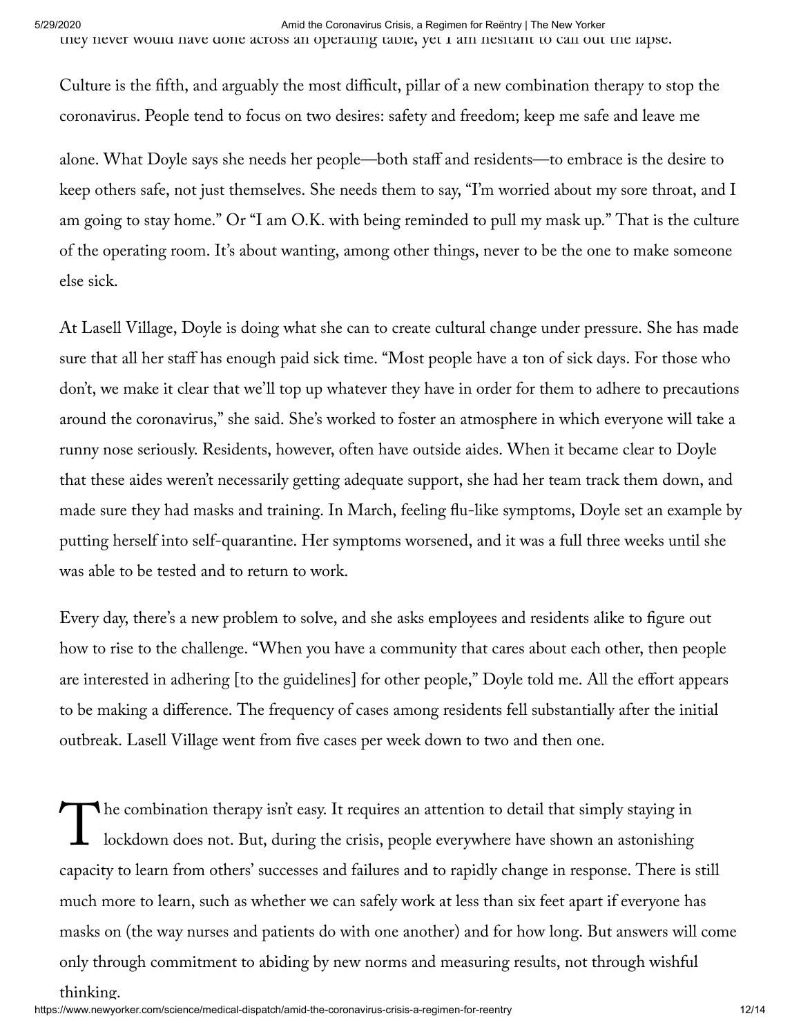they never would have done across an operating table, yet I am hesitant to call out the lapse.

Culture is the fifth, and arguably the most difficult, pillar of a new combination therapy to stop the coronavirus. People tend to focus on two desires: safety and freedom; keep me safe and leave me alone. What Doyle says she needs her people—both staff and residents—to embrace is the desire to keep others safe, not just themselves. She needs them to say, "I'm worried about my sore throat, and I am going to stay home." Or "I am O.K. with being reminded to pull my mask up." That is the culture of the operating room. It's about wanting, among other things, never to be the one to make someone else sick.

At Lasell Village, Doyle is doing what she can to create cultural change under pressure. She has made sure that all her staff has enough paid sick time. "Most people have a ton of sick days. For those who don't, we make it clear that we'll top up whatever they have in order for them to adhere to precautions around the coronavirus," she said. She's worked to foster an atmosphere in which everyone will take a runny nose seriously. Residents, however, often have outside aides. When it became clear to Doyle that these aides weren't necessarily getting adequate support, she had her team track them down, and made sure they had masks and training. In March, feeling flu-like symptoms, Doyle set an example by putting herself into self-quarantine. Her symptoms worsened, and it was a full three weeks until she was able to be tested and to return to work.

Every day, there's a new problem to solve, and she asks employees and residents alike to figure out how to rise to the challenge. "When you have a community that cares about each other, then people are interested in adhering [to the guidelines] for other people," Doyle told me. All the effort appears to be making a difference. The frequency of cases among residents fell substantially after the initial outbreak. Lasell Village went from five cases per week down to two and then one.

The combination therapy isn't easy. It requires an attention to detail that simply staying in lockdown does not. But, during the crisis, people everywhere have shown an astonishing capacity to learn from others' successes and failures and to rapidly change in response. There is still much more to learn, such as whether we can safely work at less than six feet apart if everyone has masks on (the way nurses and patients do with one another) and for how long. But answers will come only through commitment to abiding by new norms and measuring results, not through wishful thinking.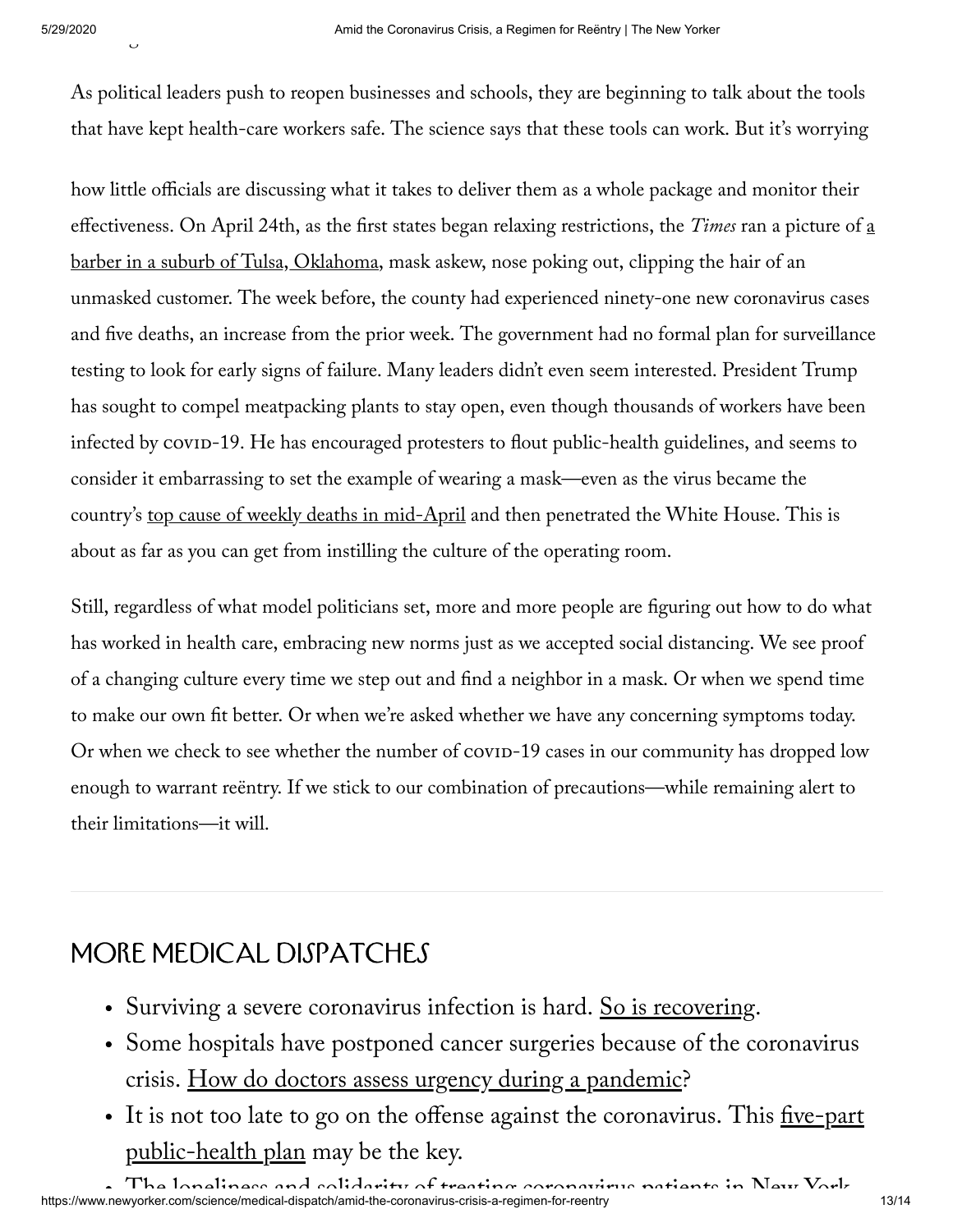As political leaders push to reopen businesses and schools, they are beginning to talk about the tools that have kept health-care workers safe. The science says that these tools can work. But it's worrying how little officials are discussing what it takes to deliver them as a whole package and monitor their effectiveness. On April 24th, as the first states began relaxing restrictions, the *Times* ran a picture of a barber in a suburb of Tulsa, Oklahoma, mask askew, nose poking out, clipping the hair of an unmasked customer. The week before, the county had experienced ninety-one new coronavirus cases and five deaths, an increase from the prior week. The government had no formal plan for surveillance testing to look for early signs of failure. Many leaders didn't even seem interested. President Trump has sought to compel meatpacking plants to stay open, even though thousands of workers have been infected by COVID-19. He has encouraged protesters to flout public-health guidelines, and seems to consider it embarrassing to set the example of wearing a mask—even as the virus became the country's top cause of weekly deaths in mid-April and then penetrated the White House. This is about as far as you can get from instilling the culture of the operating room.

Still, regardless of what model politicians set, more and more people are figuring out how to do what has worked in health care, embracing new norms just as we accepted social distancing. We see proof of a changing culture every time we step out and find a neighbor in a mask. Or when we spend time to make our own fit better. Or when we're asked whether we have any concerning symptoms today. Or when we check to see whether the number of COVID-19 cases in our community has dropped low enough to warrant reëntry. If we stick to our combination of precautions—while remaining alert to their limitations—it will.

## MORE MEDICAL DISPATCHES

- Surviving a severe coronavirus infection is hard. So is recovering.
- Some hospitals have postponed cancer surgeries because of the coronavirus crisis. How do doctors assess urgency during a pandemic?
- It is not too late to go on the offense against the coronavirus. This five-part public-health plan may be the key.
- The loneliness and solidarity of treating coronavirus patients in New York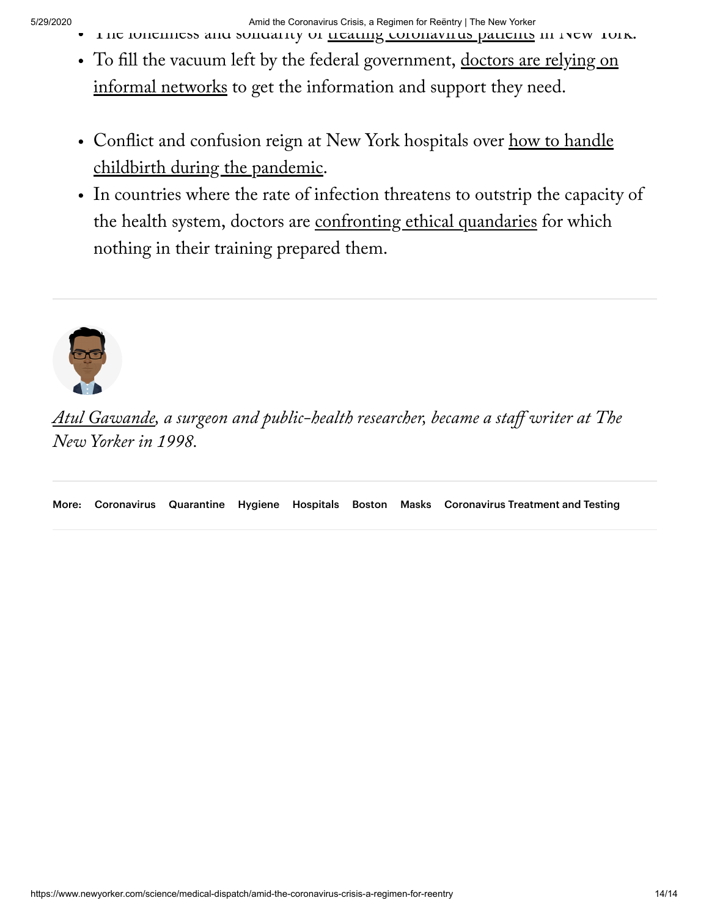- The loneliness and solidarity of treating coronavirus patients in New York.
- To fill the vacuum left by the federal government, doctors are relying on informal networks to get the information and support they need.
- Conflict and confusion reign at New York hospitals over how to handle childbirth during the pandemic.
- In countries where the rate of infection threatens to outstrip the capacity of the health system, doctors are confronting ethical quandaries for which nothing in their training prepared them.

---

*Atul Gawande, a surgeon and public-health researcher, became a staff writer at The New Yorker in 1998.*

---

**More:** **Coronavirus** **Quarantine** **Hygiene** **Hospitals** **Boston** **Masks** **Coronavirus Treatment and Testing**